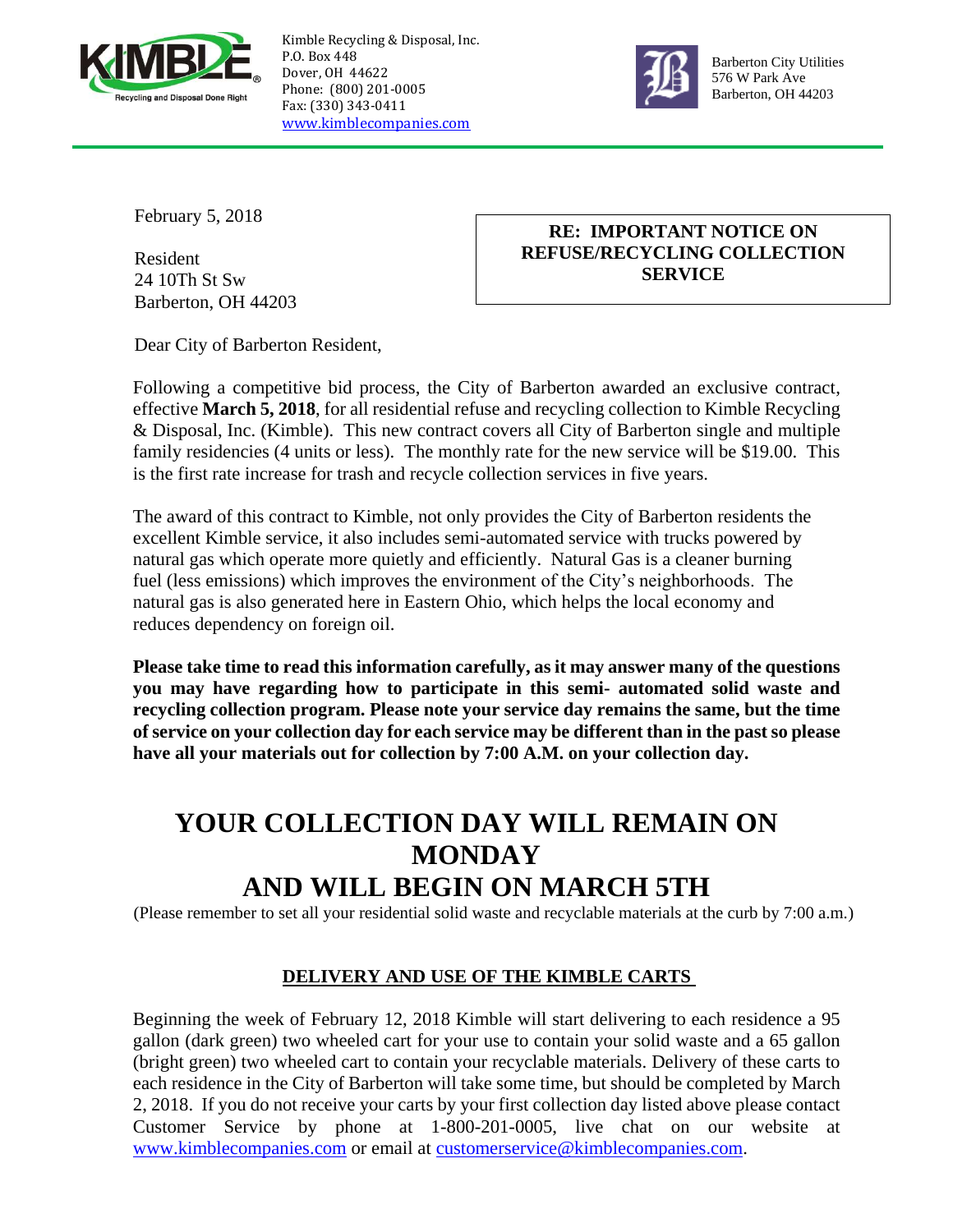Kimble Recycling & Disposal, Inc.
P.O. Box 448
Dover, OH 44622
Phone: (800) 201-0005
Fax: (330) 343-0411
www.kimblecompanies.com

Barberton City Utilities
576 W Park Ave
Barberton, OH 44203

February 5, 2018

Resident
24 10Th St Sw
Barberton, OH 44203

**RE: IMPORTANT NOTICE ON REFUSE/RECYCLING COLLECTION SERVICE**

Dear City of Barberton Resident,

Following a competitive bid process, the City of Barberton awarded an exclusive contract, effective **March 5, 2018**, for all residential refuse and recycling collection to Kimble Recycling & Disposal, Inc. (Kimble). This new contract covers all City of Barberton single and multiple family residencies (4 units or less). The monthly rate for the new service will be $19.00. This is the first rate increase for trash and recycle collection services in five years.

The award of this contract to Kimble, not only provides the City of Barberton residents the excellent Kimble service, it also includes semi-automated service with trucks powered by natural gas which operate more quietly and efficiently. Natural Gas is a cleaner burning fuel (less emissions) which improves the environment of the City's neighborhoods. The natural gas is also generated here in Eastern Ohio, which helps the local economy and reduces dependency on foreign oil.

**Please take time to read this information carefully, as it may answer many of the questions you may have regarding how to participate in this semi- automated solid waste and recycling collection program. Please note your service day remains the same, but the time of service on your collection day for each service may be different than in the past so please have all your materials out for collection by 7:00 A.M. on your collection day.**

# YOUR COLLECTION DAY WILL REMAIN ON MONDAY AND WILL BEGIN ON MARCH 5TH

(Please remember to set all your residential solid waste and recyclable materials at the curb by 7:00 a.m.)

## DELIVERY AND USE OF THE KIMBLE CARTS

Beginning the week of February 12, 2018 Kimble will start delivering to each residence a 95 gallon (dark green) two wheeled cart for your use to contain your solid waste and a 65 gallon (bright green) two wheeled cart to contain your recyclable materials. Delivery of these carts to each residence in the City of Barberton will take some time, but should be completed by March 2, 2018. If you do not receive your carts by your first collection day listed above please contact Customer Service by phone at 1-800-201-0005, live chat on our website at www.kimblecompanies.com or email at customerservice@kimblecompanies.com.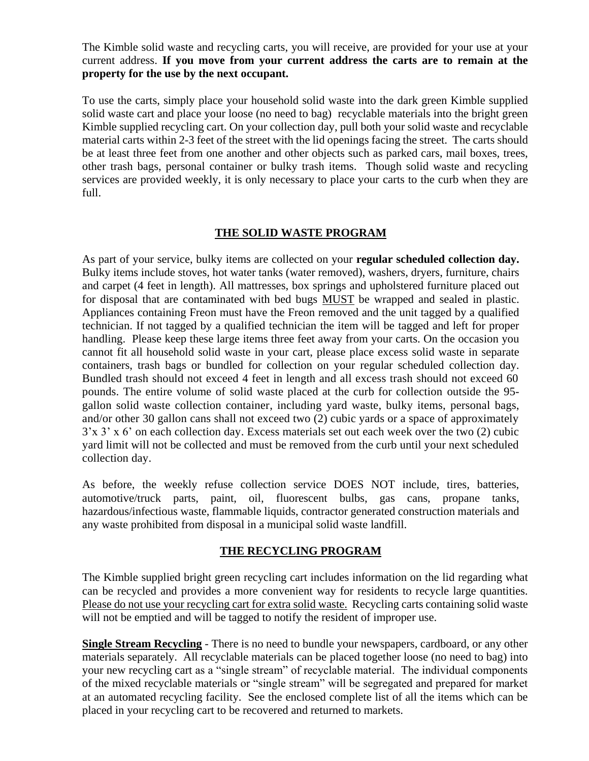The Kimble solid waste and recycling carts, you will receive, are provided for your use at your current address. **If you move from your current address the carts are to remain at the property for the use by the next occupant.**

To use the carts, simply place your household solid waste into the dark green Kimble supplied solid waste cart and place your loose (no need to bag) recyclable materials into the bright green Kimble supplied recycling cart. On your collection day, pull both your solid waste and recyclable material carts within 2-3 feet of the street with the lid openings facing the street. The carts should be at least three feet from one another and other objects such as parked cars, mail boxes, trees, other trash bags, personal container or bulky trash items. Though solid waste and recycling services are provided weekly, it is only necessary to place your carts to the curb when they are full.

## THE SOLID WASTE PROGRAM

As part of your service, bulky items are collected on your **regular scheduled collection day.** Bulky items include stoves, hot water tanks (water removed), washers, dryers, furniture, chairs and carpet (4 feet in length). All mattresses, box springs and upholstered furniture placed out for disposal that are contaminated with bed bugs <u>MUST</u> be wrapped and sealed in plastic. Appliances containing Freon must have the Freon removed and the unit tagged by a qualified technician. If not tagged by a qualified technician the item will be tagged and left for proper handling. Please keep these large items three feet away from your carts. On the occasion you cannot fit all household solid waste in your cart, please place excess solid waste in separate containers, trash bags or bundled for collection on your regular scheduled collection day. Bundled trash should not exceed 4 feet in length and all excess trash should not exceed 60 pounds. The entire volume of solid waste placed at the curb for collection outside the 95-gallon solid waste collection container, including yard waste, bulky items, personal bags, and/or other 30 gallon cans shall not exceed two (2) cubic yards or a space of approximately 3'x 3' x 6' on each collection day. Excess materials set out each week over the two (2) cubic yard limit will not be collected and must be removed from the curb until your next scheduled collection day.

As before, the weekly refuse collection service DOES NOT include, tires, batteries, automotive/truck parts, paint, oil, fluorescent bulbs, gas cans, propane tanks, hazardous/infectious waste, flammable liquids, contractor generated construction materials and any waste prohibited from disposal in a municipal solid waste landfill.

## THE RECYCLING PROGRAM

The Kimble supplied bright green recycling cart includes information on the lid regarding what can be recycled and provides a more convenient way for residents to recycle large quantities. <u>Please do not use your recycling cart for extra solid waste.</u> Recycling carts containing solid waste will not be emptied and will be tagged to notify the resident of improper use.

**<u>Single Stream Recycling</u>** - There is no need to bundle your newspapers, cardboard, or any other materials separately. All recyclable materials can be placed together loose (no need to bag) into your new recycling cart as a "single stream" of recyclable material. The individual components of the mixed recyclable materials or "single stream" will be segregated and prepared for market at an automated recycling facility. See the enclosed complete list of all the items which can be placed in your recycling cart to be recovered and returned to markets.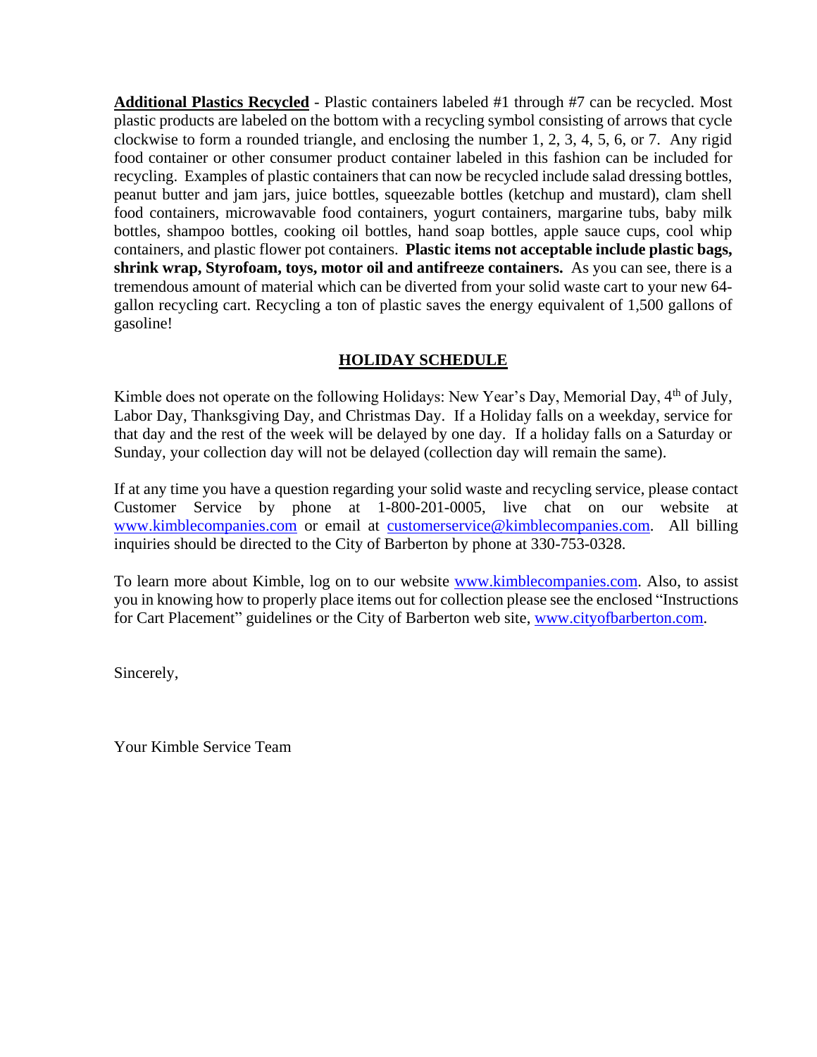**Additional Plastics Recycled** - Plastic containers labeled #1 through #7 can be recycled. Most plastic products are labeled on the bottom with a recycling symbol consisting of arrows that cycle clockwise to form a rounded triangle, and enclosing the number 1, 2, 3, 4, 5, 6, or 7. Any rigid food container or other consumer product container labeled in this fashion can be included for recycling. Examples of plastic containers that can now be recycled include salad dressing bottles, peanut butter and jam jars, juice bottles, squeezable bottles (ketchup and mustard), clam shell food containers, microwavable food containers, yogurt containers, margarine tubs, baby milk bottles, shampoo bottles, cooking oil bottles, hand soap bottles, apple sauce cups, cool whip containers, and plastic flower pot containers. **Plastic items not acceptable include plastic bags, shrink wrap, Styrofoam, toys, motor oil and antifreeze containers.** As you can see, there is a tremendous amount of material which can be diverted from your solid waste cart to your new 64-gallon recycling cart. Recycling a ton of plastic saves the energy equivalent of 1,500 gallons of gasoline!

## HOLIDAY SCHEDULE

Kimble does not operate on the following Holidays: New Year's Day, Memorial Day, 4th of July, Labor Day, Thanksgiving Day, and Christmas Day. If a Holiday falls on a weekday, service for that day and the rest of the week will be delayed by one day. If a holiday falls on a Saturday or Sunday, your collection day will not be delayed (collection day will remain the same).

If at any time you have a question regarding your solid waste and recycling service, please contact Customer Service by phone at 1-800-201-0005, live chat on our website at www.kimblecompanies.com or email at customerservice@kimblecompanies.com. All billing inquiries should be directed to the City of Barberton by phone at 330-753-0328.

To learn more about Kimble, log on to our website www.kimblecompanies.com. Also, to assist you in knowing how to properly place items out for collection please see the enclosed "Instructions for Cart Placement" guidelines or the City of Barberton web site, www.cityofbarberton.com.

Sincerely,

Your Kimble Service Team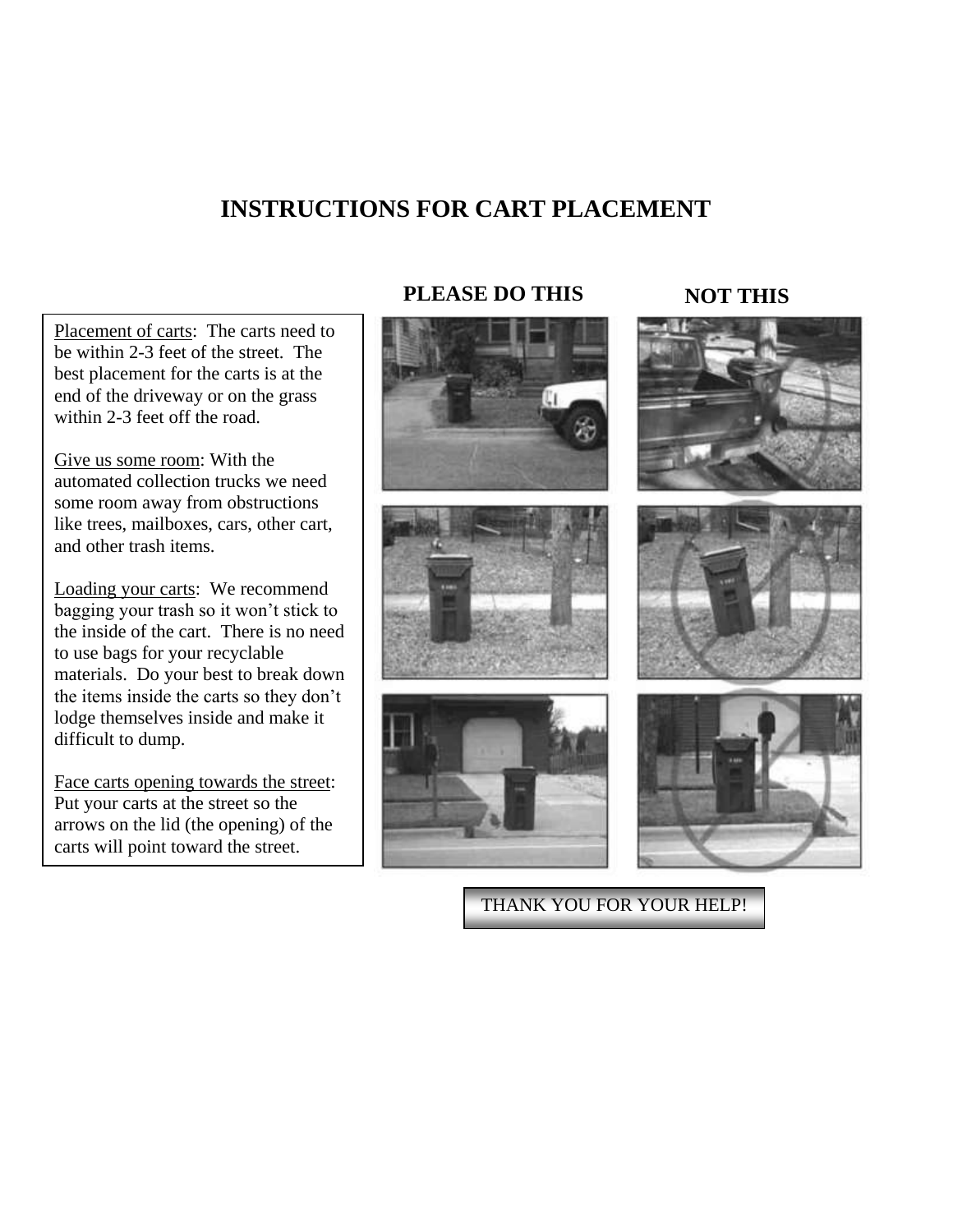# INSTRUCTIONS FOR CART PLACEMENT

<u>Placement of carts</u>: The carts need to be within 2-3 feet of the street. The best placement for the carts is at the end of the driveway or on the grass within 2-3 feet off the road.

<u>Give us some room</u>: With the automated collection trucks we need some room away from obstructions like trees, mailboxes, cars, other cart, and other trash items.

<u>Loading your carts</u>: We recommend bagging your trash so it won't stick to the inside of the cart. There is no need to use bags for your recyclable materials. Do your best to break down the items inside the carts so they don't lodge themselves inside and make it difficult to dump.

<u>Face carts opening towards the street</u>: Put your carts at the street so the arrows on the lid (the opening) of the carts will point toward the street.

**PLEASE DO THIS** | **NOT THIS**

THANK YOU FOR YOUR HELP!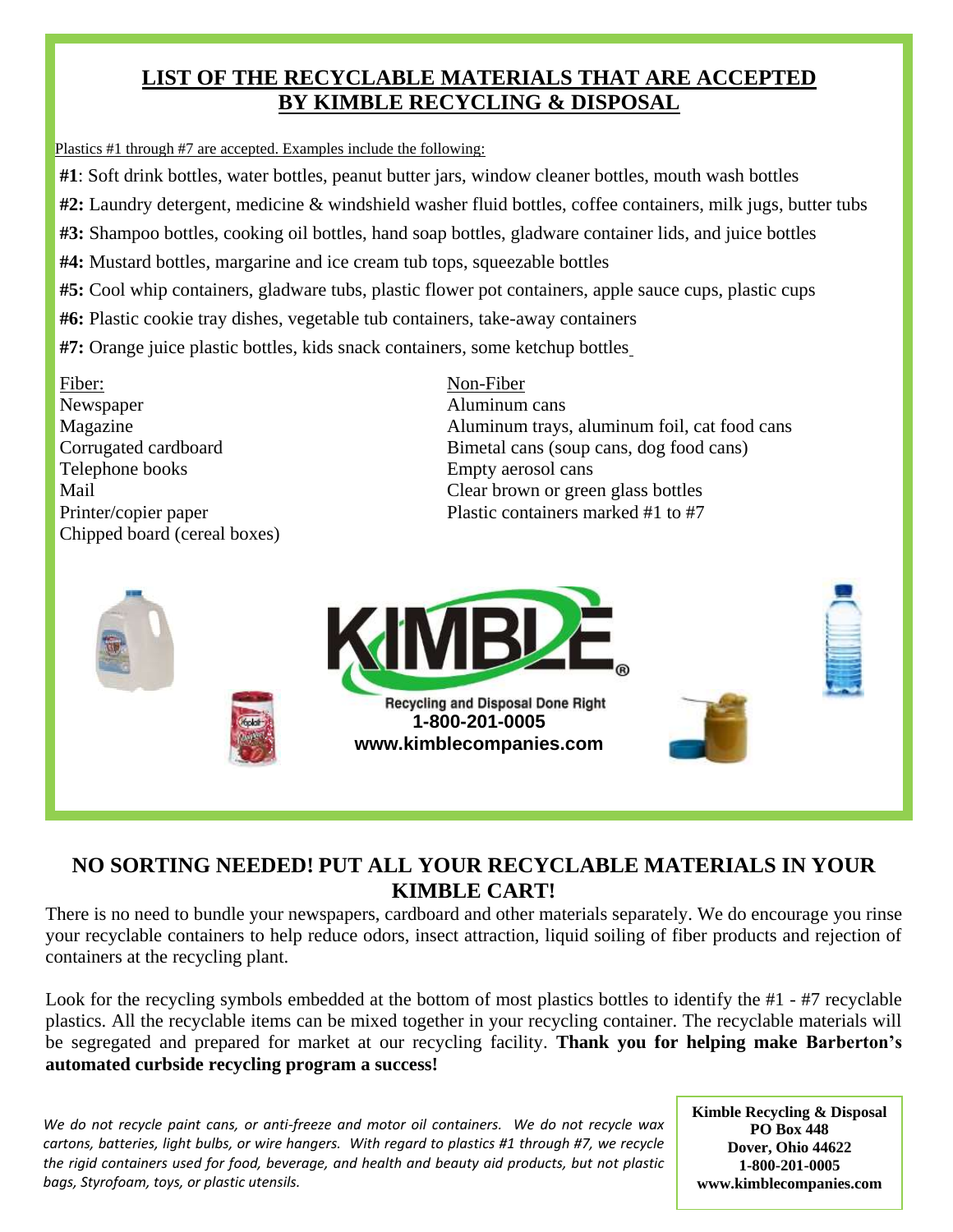## LIST OF THE RECYCLABLE MATERIALS THAT ARE ACCEPTED BY KIMBLE RECYCLING & DISPOSAL

Plastics #1 through #7 are accepted. Examples include the following:

**#1**: Soft drink bottles, water bottles, peanut butter jars, window cleaner bottles, mouth wash bottles

**#2:** Laundry detergent, medicine & windshield washer fluid bottles, coffee containers, milk jugs, butter tubs

**#3:** Shampoo bottles, cooking oil bottles, hand soap bottles, gladware container lids, and juice bottles

**#4:** Mustard bottles, margarine and ice cream tub tops, squeezable bottles

**#5:** Cool whip containers, gladware tubs, plastic flower pot containers, apple sauce cups, plastic cups

**#6:** Plastic cookie tray dishes, vegetable tub containers, take-away containers

**#7:** Orange juice plastic bottles, kids snack containers, some ketchup bottles

Fiber:
- Newspaper
- Magazine
- Corrugated cardboard
- Telephone books
- Mail
- Printer/copier paper
- Chipped board (cereal boxes)

Non-Fiber
- Aluminum cans
- Aluminum trays, aluminum foil, cat food cans
- Bimetal cans (soup cans, dog food cans)
- Empty aerosol cans
- Clear brown or green glass bottles
- Plastic containers marked #1 to #7

KIMBLE®

Recycling and Disposal Done Right

**1-800-201-0005**

**www.kimblecompanies.com**

## NO SORTING NEEDED! PUT ALL YOUR RECYCLABLE MATERIALS IN YOUR KIMBLE CART!

There is no need to bundle your newspapers, cardboard and other materials separately. We do encourage you rinse your recyclable containers to help reduce odors, insect attraction, liquid soiling of fiber products and rejection of containers at the recycling plant.

Look for the recycling symbols embedded at the bottom of most plastics bottles to identify the #1 - #7 recyclable plastics. All the recyclable items can be mixed together in your recycling container. The recyclable materials will be segregated and prepared for market at our recycling facility. **Thank you for helping make Barberton's automated curbside recycling program a success!**

*We do not recycle paint cans, or anti-freeze and motor oil containers. We do not recycle wax cartons, batteries, light bulbs, or wire hangers. With regard to plastics #1 through #7, we recycle the rigid containers used for food, beverage, and health and beauty aid products, but not plastic bags, Styrofoam, toys, or plastic utensils.*

**Kimble Recycling & Disposal**
**PO Box 448**
**Dover, Ohio 44622**
**1-800-201-0005**
**www.kimblecompanies.com**